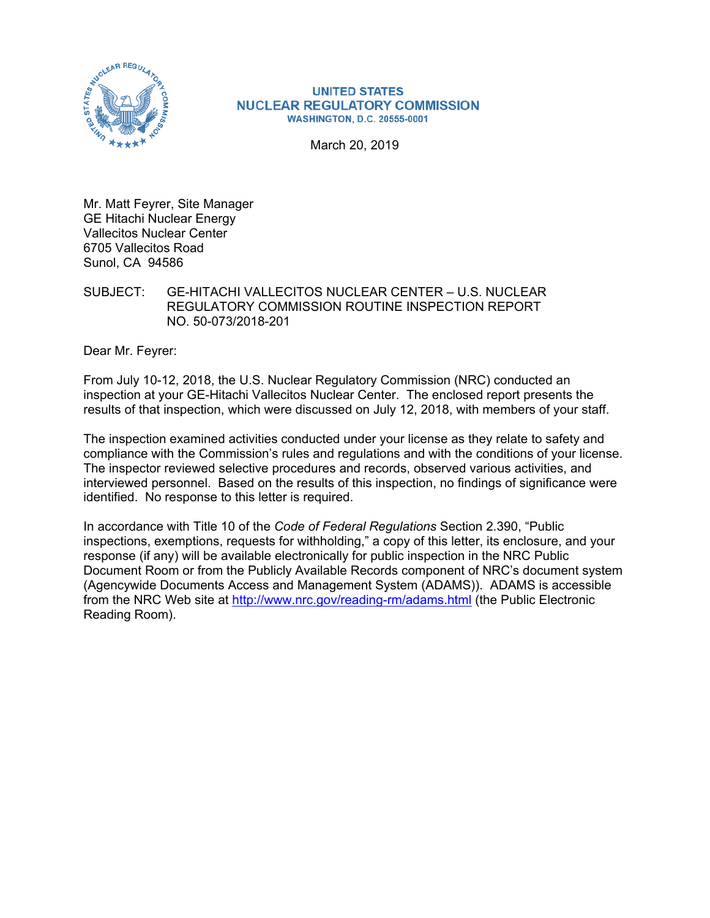UNITED STATES
NUCLEAR REGULATORY COMMISSION
WASHINGTON, D.C. 20555-0001

March 20, 2019

Mr. Matt Feyrer, Site Manager
GE Hitachi Nuclear Energy
Vallecitos Nuclear Center
6705 Vallecitos Road
Sunol, CA 94586

SUBJECT: GE-HITACHI VALLECITOS NUCLEAR CENTER – U.S. NUCLEAR REGULATORY COMMISSION ROUTINE INSPECTION REPORT NO. 50-073/2018-201

Dear Mr. Feyrer:

From July 10-12, 2018, the U.S. Nuclear Regulatory Commission (NRC) conducted an inspection at your GE-Hitachi Vallecitos Nuclear Center. The enclosed report presents the results of that inspection, which were discussed on July 12, 2018, with members of your staff.

The inspection examined activities conducted under your license as they relate to safety and compliance with the Commission's rules and regulations and with the conditions of your license. The inspector reviewed selective procedures and records, observed various activities, and interviewed personnel. Based on the results of this inspection, no findings of significance were identified. No response to this letter is required.

In accordance with Title 10 of the *Code of Federal Regulations* Section 2.390, "Public inspections, exemptions, requests for withholding," a copy of this letter, its enclosure, and your response (if any) will be available electronically for public inspection in the NRC Public Document Room or from the Publicly Available Records component of NRC's document system (Agencywide Documents Access and Management System (ADAMS)). ADAMS is accessible from the NRC Web site at http://www.nrc.gov/reading-rm/adams.html (the Public Electronic Reading Room).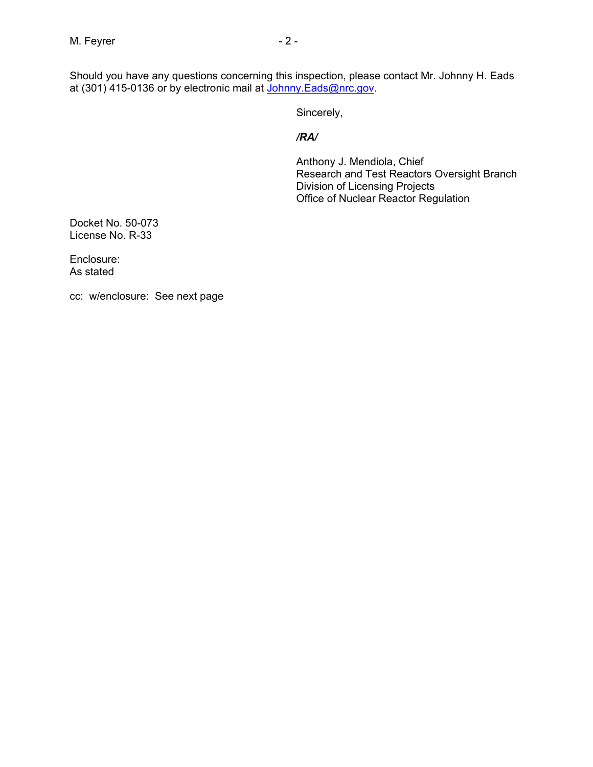Should you have any questions concerning this inspection, please contact Mr. Johnny H. Eads at (301) 415-0136 or by electronic mail at Johnny.Eads@nrc.gov.

Sincerely,

***/RA/***

Anthony J. Mendiola, Chief
Research and Test Reactors Oversight Branch
Division of Licensing Projects
Office of Nuclear Reactor Regulation

Docket No. 50-073
License No. R-33

Enclosure:
As stated

cc: w/enclosure: See next page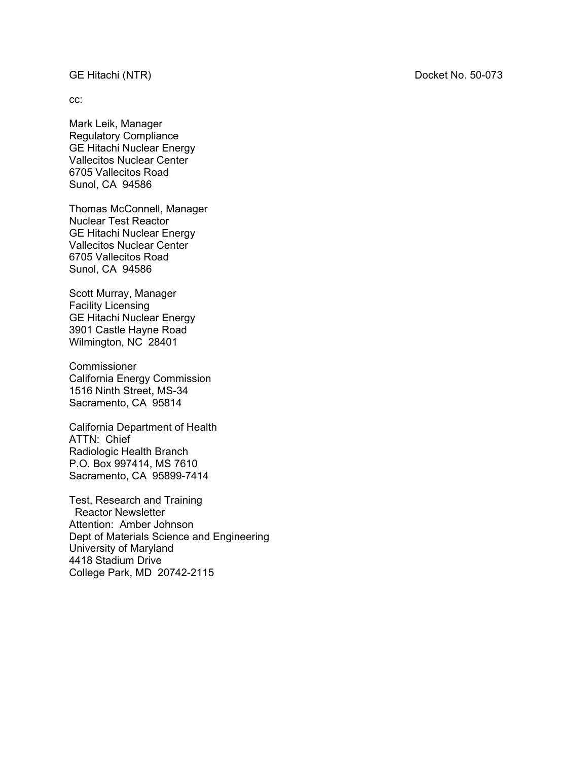GE Hitachi (NTR) Docket No. 50-073

cc:

Mark Leik, Manager
Regulatory Compliance
GE Hitachi Nuclear Energy
Vallecitos Nuclear Center
6705 Vallecitos Road
Sunol, CA 94586

Thomas McConnell, Manager
Nuclear Test Reactor
GE Hitachi Nuclear Energy
Vallecitos Nuclear Center
6705 Vallecitos Road
Sunol, CA 94586

Scott Murray, Manager
Facility Licensing
GE Hitachi Nuclear Energy
3901 Castle Hayne Road
Wilmington, NC 28401

Commissioner
California Energy Commission
1516 Ninth Street, MS-34
Sacramento, CA 95814

California Department of Health
ATTN: Chief
Radiologic Health Branch
P.O. Box 997414, MS 7610
Sacramento, CA 95899-7414

Test, Research and Training
Reactor Newsletter
Attention: Amber Johnson
Dept of Materials Science and Engineering
University of Maryland
4418 Stadium Drive
College Park, MD 20742-2115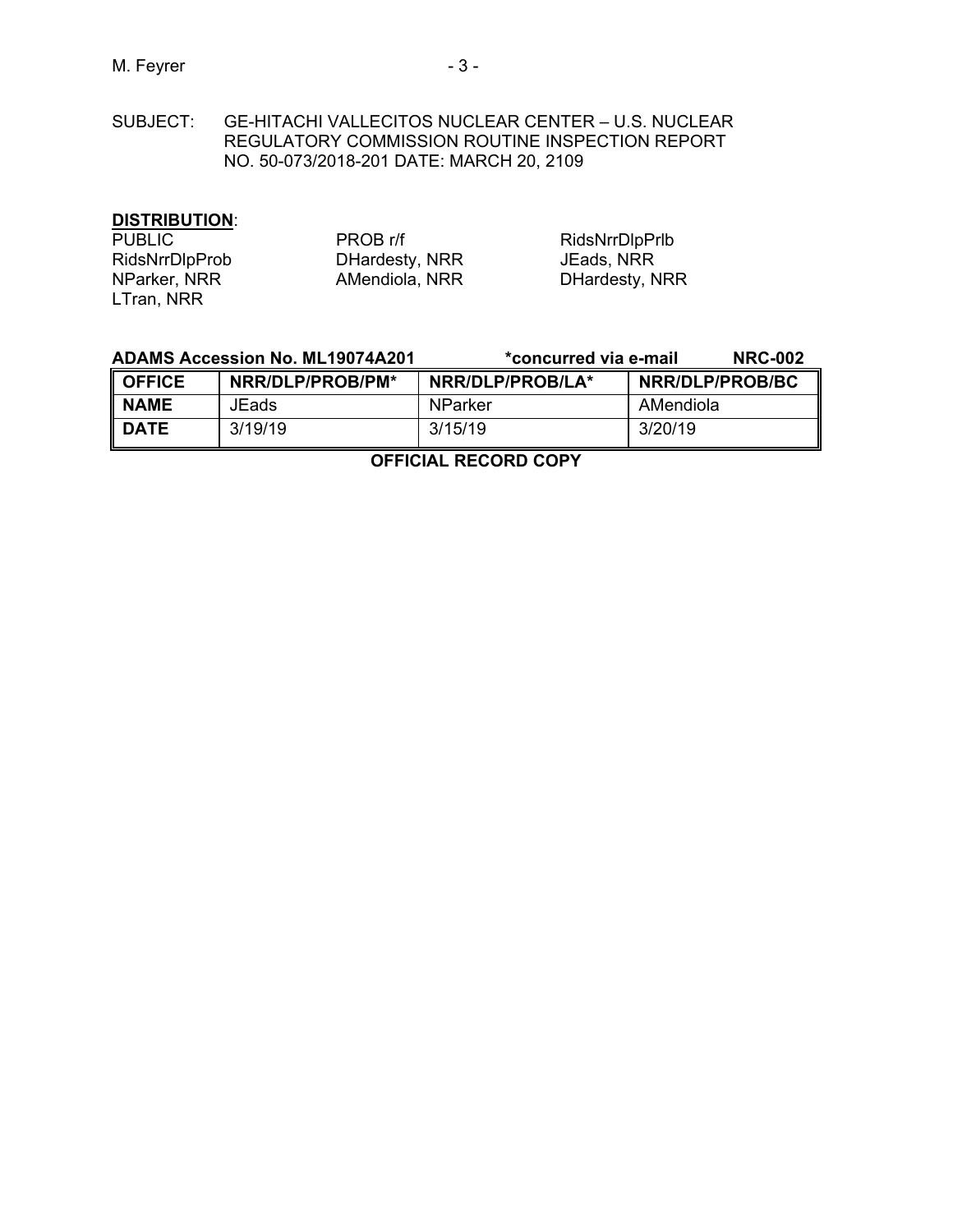SUBJECT: GE-HITACHI VALLECITOS NUCLEAR CENTER – U.S. NUCLEAR REGULATORY COMMISSION ROUTINE INSPECTION REPORT NO. 50-073/2018-201 DATE: MARCH 20, 2109

**DISTRIBUTION**:

PUBLIC
PROB r/f
RidsNrrDlpPrlb
RidsNrrDlpProb
DHardesty, NRR
JEads, NRR
NParker, NRR
AMendiola, NRR
DHardesty, NRR
LTran, NRR

**ADAMS Accession No. ML19074A201** **\*concurred via e-mail** **NRC-002**

| **OFFICE** | **NRR/DLP/PROB/PM\*** | **NRR/DLP/PROB/LA\*** | **NRR/DLP/PROB/BC** |
|---|---|---|---|
| **NAME** | JEads | NParker | AMendiola |
| **DATE** | 3/19/19 | 3/15/19 | 3/20/19 |

**OFFICIAL RECORD COPY**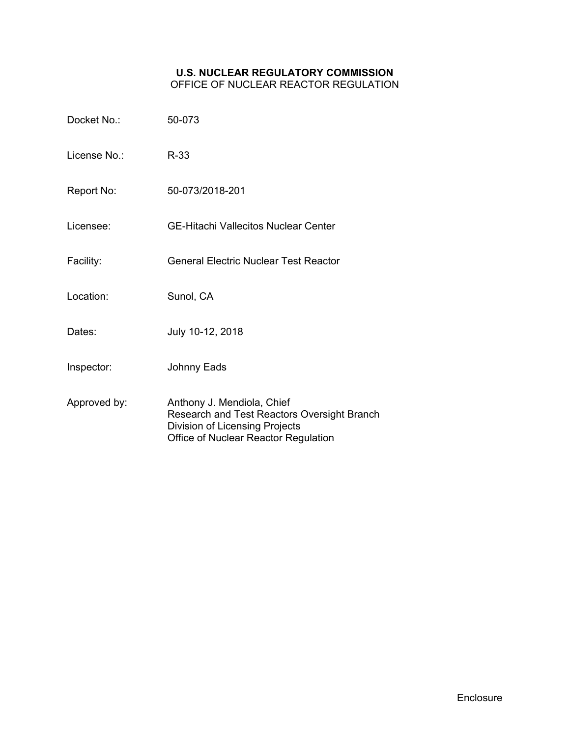**U.S. NUCLEAR REGULATORY COMMISSION**
OFFICE OF NUCLEAR REACTOR REGULATION

| | |
|---|---|
| Docket No.: | 50-073 |
| License No.: | R-33 |
| Report No: | 50-073/2018-201 |
| Licensee: | GE-Hitachi Vallecitos Nuclear Center |
| Facility: | General Electric Nuclear Test Reactor |
| Location: | Sunol, CA |
| Dates: | July 10-12, 2018 |
| Inspector: | Johnny Eads |
| Approved by: | Anthony J. Mendiola, Chief<br>Research and Test Reactors Oversight Branch<br>Division of Licensing Projects<br>Office of Nuclear Reactor Regulation |

Enclosure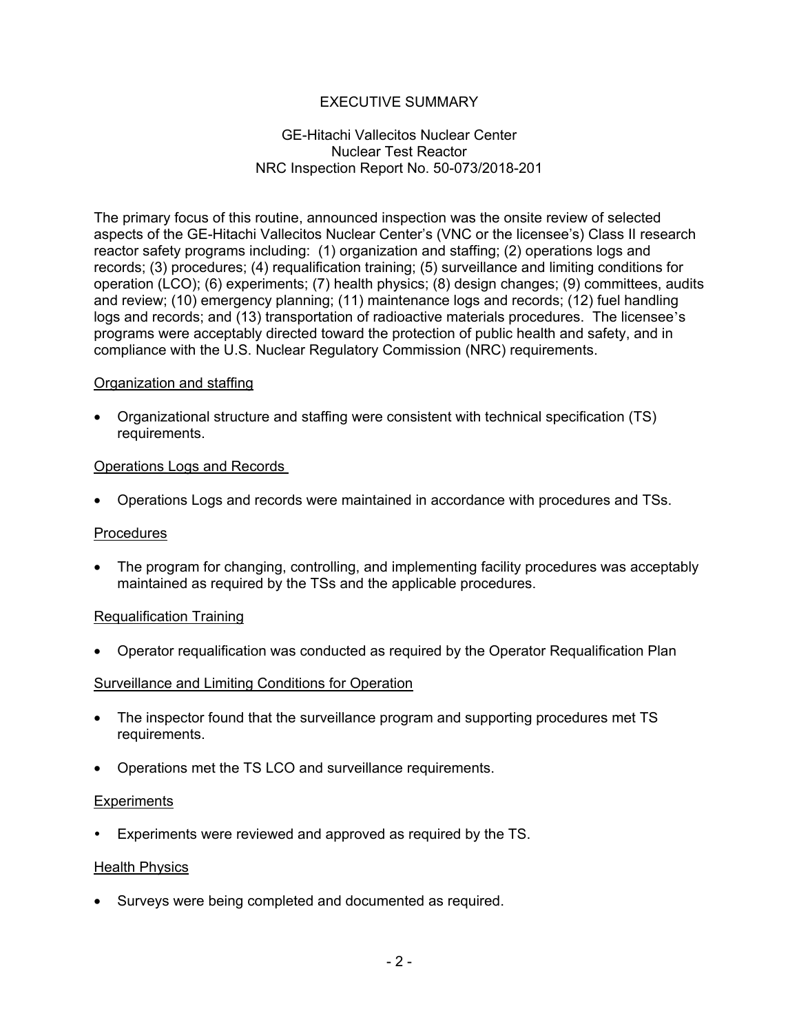# EXECUTIVE SUMMARY

GE-Hitachi Vallecitos Nuclear Center
Nuclear Test Reactor
NRC Inspection Report No. 50-073/2018-201

The primary focus of this routine, announced inspection was the onsite review of selected aspects of the GE-Hitachi Vallecitos Nuclear Center's (VNC or the licensee's) Class II research reactor safety programs including: (1) organization and staffing; (2) operations logs and records; (3) procedures; (4) requalification training; (5) surveillance and limiting conditions for operation (LCO); (6) experiments; (7) health physics; (8) design changes; (9) committees, audits and review; (10) emergency planning; (11) maintenance logs and records; (12) fuel handling logs and records; and (13) transportation of radioactive materials procedures. The licensee's programs were acceptably directed toward the protection of public health and safety, and in compliance with the U.S. Nuclear Regulatory Commission (NRC) requirements.

Organization and staffing

- Organizational structure and staffing were consistent with technical specification (TS) requirements.

Operations Logs and Records

- Operations Logs and records were maintained in accordance with procedures and TSs.

Procedures

- The program for changing, controlling, and implementing facility procedures was acceptably maintained as required by the TSs and the applicable procedures.

Requalification Training

- Operator requalification was conducted as required by the Operator Requalification Plan

Surveillance and Limiting Conditions for Operation

- The inspector found that the surveillance program and supporting procedures met TS requirements.
- Operations met the TS LCO and surveillance requirements.

Experiments

- Experiments were reviewed and approved as required by the TS.

Health Physics

- Surveys were being completed and documented as required.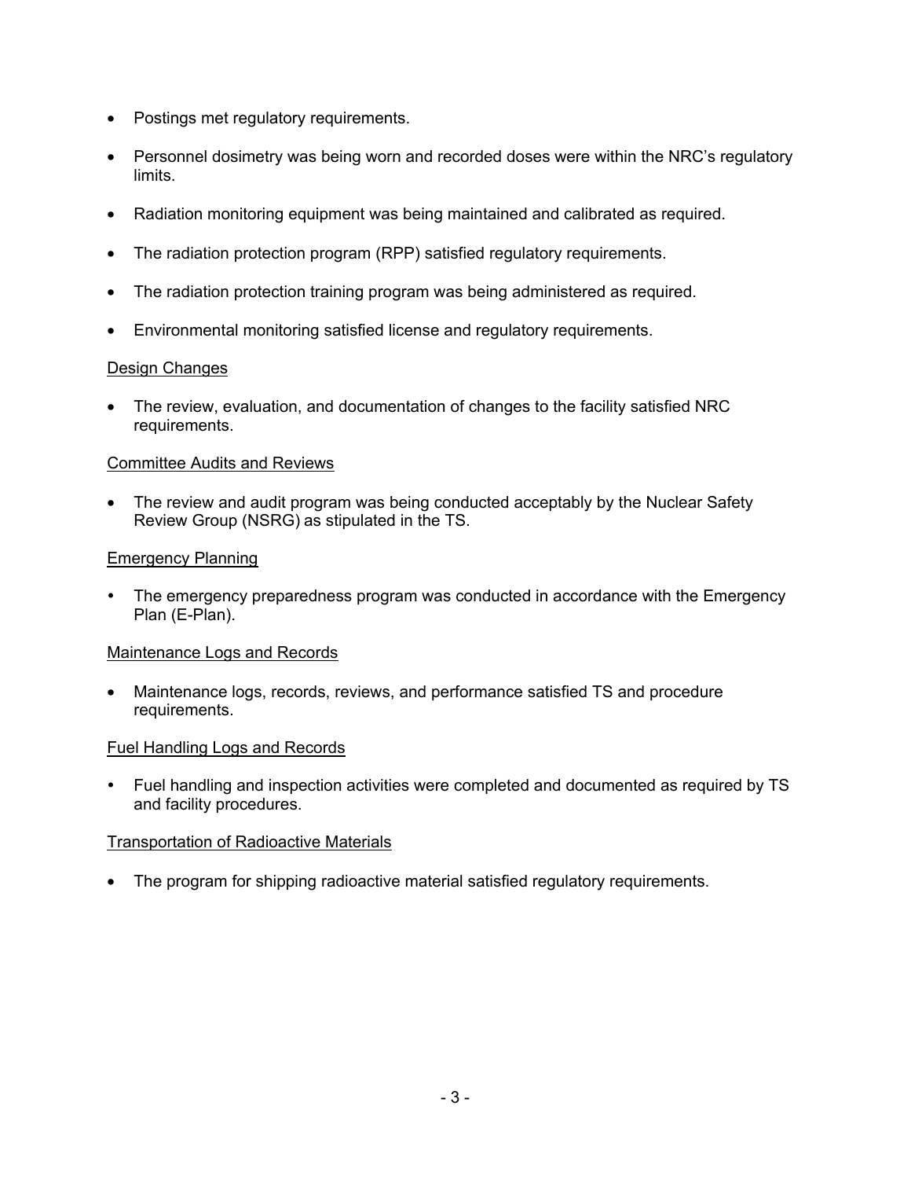- Postings met regulatory requirements.

- Personnel dosimetry was being worn and recorded doses were within the NRC's regulatory limits.

- Radiation monitoring equipment was being maintained and calibrated as required.

- The radiation protection program (RPP) satisfied regulatory requirements.

- The radiation protection training program was being administered as required.

- Environmental monitoring satisfied license and regulatory requirements.

Design Changes

- The review, evaluation, and documentation of changes to the facility satisfied NRC requirements.

Committee Audits and Reviews

- The review and audit program was being conducted acceptably by the Nuclear Safety Review Group (NSRG) as stipulated in the TS.

Emergency Planning

- The emergency preparedness program was conducted in accordance with the Emergency Plan (E-Plan).

Maintenance Logs and Records

- Maintenance logs, records, reviews, and performance satisfied TS and procedure requirements.

Fuel Handling Logs and Records

- Fuel handling and inspection activities were completed and documented as required by TS and facility procedures.

Transportation of Radioactive Materials

- The program for shipping radioactive material satisfied regulatory requirements.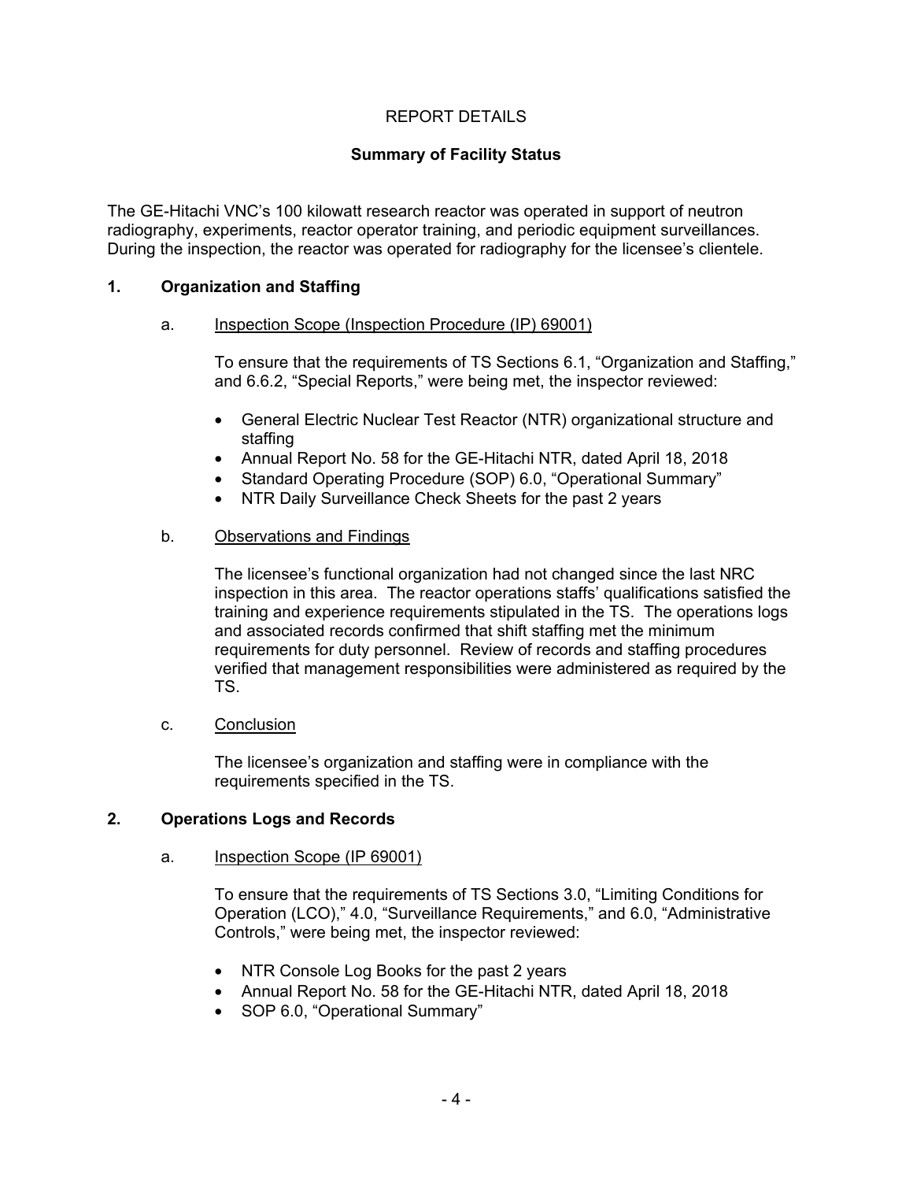# REPORT DETAILS

## Summary of Facility Status

The GE-Hitachi VNC's 100 kilowatt research reactor was operated in support of neutron radiography, experiments, reactor operator training, and periodic equipment surveillances. During the inspection, the reactor was operated for radiography for the licensee's clientele.

## 1. Organization and Staffing

### a. Inspection Scope (Inspection Procedure (IP) 69001)

To ensure that the requirements of TS Sections 6.1, "Organization and Staffing," and 6.6.2, "Special Reports," were being met, the inspector reviewed:

- General Electric Nuclear Test Reactor (NTR) organizational structure and staffing
- Annual Report No. 58 for the GE-Hitachi NTR, dated April 18, 2018
- Standard Operating Procedure (SOP) 6.0, "Operational Summary"
- NTR Daily Surveillance Check Sheets for the past 2 years

### b. Observations and Findings

The licensee's functional organization had not changed since the last NRC inspection in this area. The reactor operations staffs' qualifications satisfied the training and experience requirements stipulated in the TS. The operations logs and associated records confirmed that shift staffing met the minimum requirements for duty personnel. Review of records and staffing procedures verified that management responsibilities were administered as required by the TS.

### c. Conclusion

The licensee's organization and staffing were in compliance with the requirements specified in the TS.

## 2. Operations Logs and Records

### a. Inspection Scope (IP 69001)

To ensure that the requirements of TS Sections 3.0, "Limiting Conditions for Operation (LCO)," 4.0, "Surveillance Requirements," and 6.0, "Administrative Controls," were being met, the inspector reviewed:

- NTR Console Log Books for the past 2 years
- Annual Report No. 58 for the GE-Hitachi NTR, dated April 18, 2018
- SOP 6.0, "Operational Summary"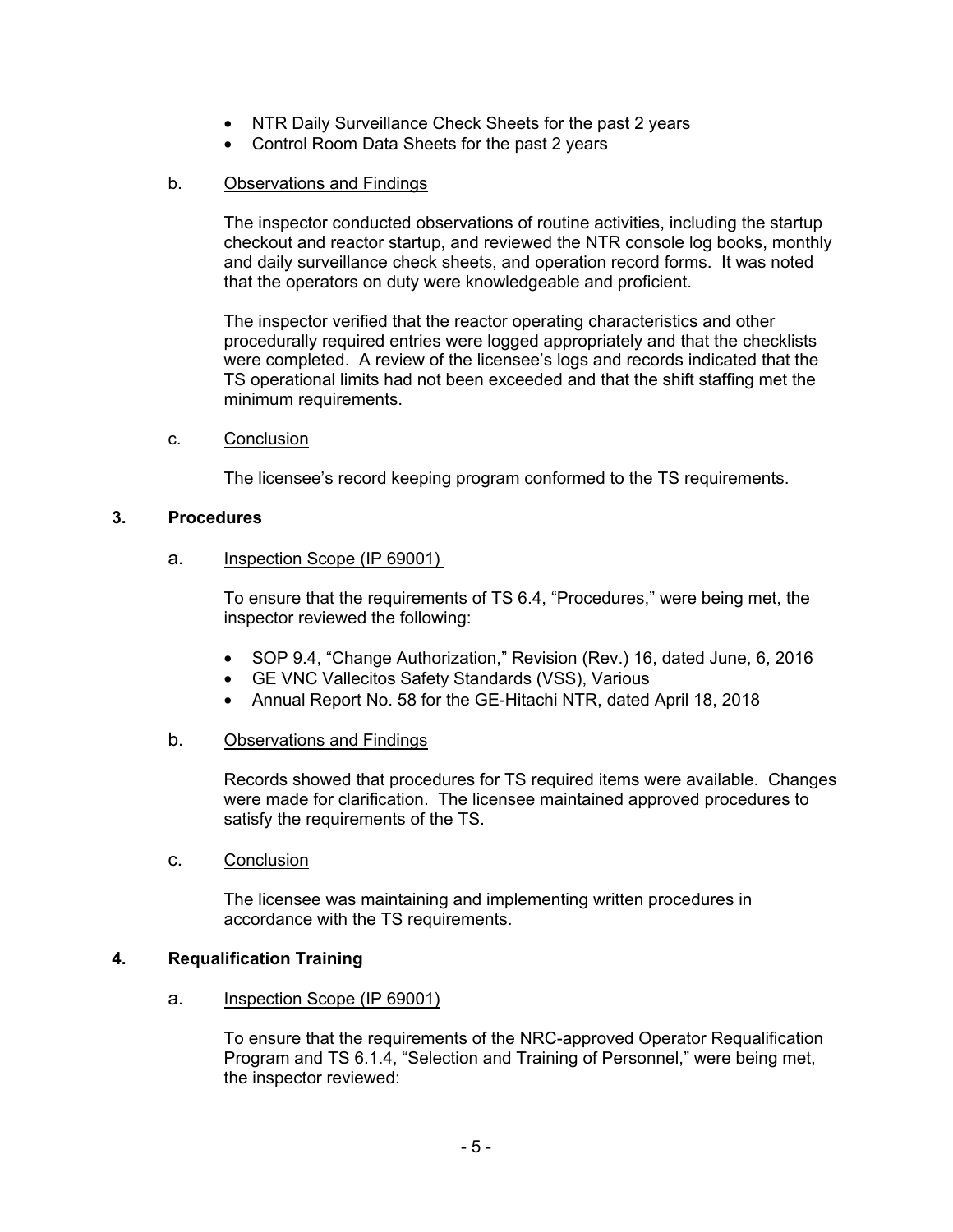- NTR Daily Surveillance Check Sheets for the past 2 years
- Control Room Data Sheets for the past 2 years

b. Observations and Findings

The inspector conducted observations of routine activities, including the startup checkout and reactor startup, and reviewed the NTR console log books, monthly and daily surveillance check sheets, and operation record forms. It was noted that the operators on duty were knowledgeable and proficient.

The inspector verified that the reactor operating characteristics and other procedurally required entries were logged appropriately and that the checklists were completed. A review of the licensee's logs and records indicated that the TS operational limits had not been exceeded and that the shift staffing met the minimum requirements.

c. Conclusion

The licensee's record keeping program conformed to the TS requirements.

## 3. Procedures

a. Inspection Scope (IP 69001)

To ensure that the requirements of TS 6.4, "Procedures," were being met, the inspector reviewed the following:

- SOP 9.4, "Change Authorization," Revision (Rev.) 16, dated June, 6, 2016
- GE VNC Vallecitos Safety Standards (VSS), Various
- Annual Report No. 58 for the GE-Hitachi NTR, dated April 18, 2018

b. Observations and Findings

Records showed that procedures for TS required items were available. Changes were made for clarification. The licensee maintained approved procedures to satisfy the requirements of the TS.

c. Conclusion

The licensee was maintaining and implementing written procedures in accordance with the TS requirements.

## 4. Requalification Training

a. Inspection Scope (IP 69001)

To ensure that the requirements of the NRC-approved Operator Requalification Program and TS 6.1.4, "Selection and Training of Personnel," were being met, the inspector reviewed: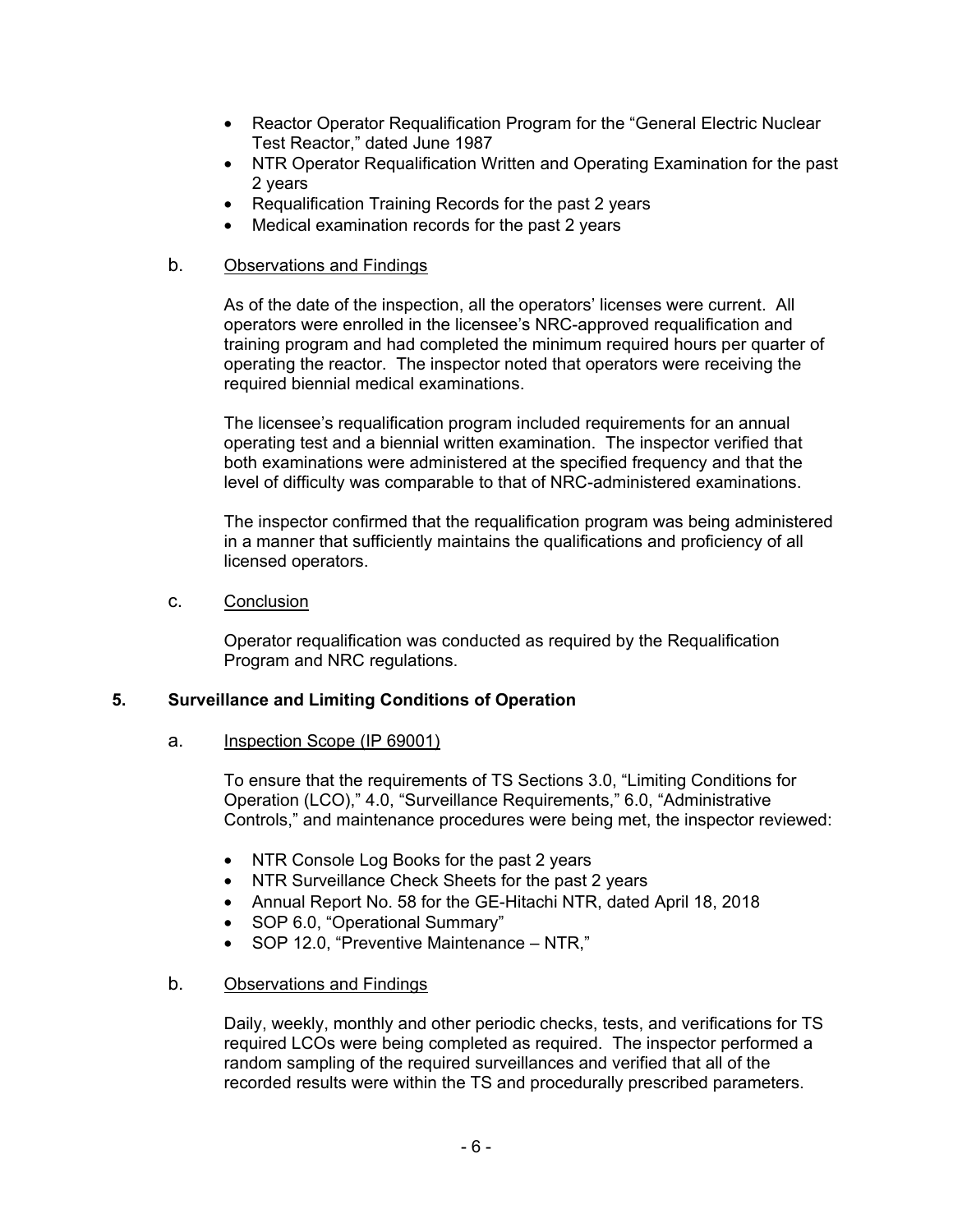- Reactor Operator Requalification Program for the "General Electric Nuclear Test Reactor," dated June 1987
- NTR Operator Requalification Written and Operating Examination for the past 2 years
- Requalification Training Records for the past 2 years
- Medical examination records for the past 2 years

b. Observations and Findings

As of the date of the inspection, all the operators' licenses were current. All operators were enrolled in the licensee's NRC-approved requalification and training program and had completed the minimum required hours per quarter of operating the reactor. The inspector noted that operators were receiving the required biennial medical examinations.

The licensee's requalification program included requirements for an annual operating test and a biennial written examination. The inspector verified that both examinations were administered at the specified frequency and that the level of difficulty was comparable to that of NRC-administered examinations.

The inspector confirmed that the requalification program was being administered in a manner that sufficiently maintains the qualifications and proficiency of all licensed operators.

c. Conclusion

Operator requalification was conducted as required by the Requalification Program and NRC regulations.

## 5. Surveillance and Limiting Conditions of Operation

a. Inspection Scope (IP 69001)

To ensure that the requirements of TS Sections 3.0, "Limiting Conditions for Operation (LCO)," 4.0, "Surveillance Requirements," 6.0, "Administrative Controls," and maintenance procedures were being met, the inspector reviewed:

- NTR Console Log Books for the past 2 years
- NTR Surveillance Check Sheets for the past 2 years
- Annual Report No. 58 for the GE-Hitachi NTR, dated April 18, 2018
- SOP 6.0, "Operational Summary"
- SOP 12.0, "Preventive Maintenance – NTR,"

b. Observations and Findings

Daily, weekly, monthly and other periodic checks, tests, and verifications for TS required LCOs were being completed as required. The inspector performed a random sampling of the required surveillances and verified that all of the recorded results were within the TS and procedurally prescribed parameters.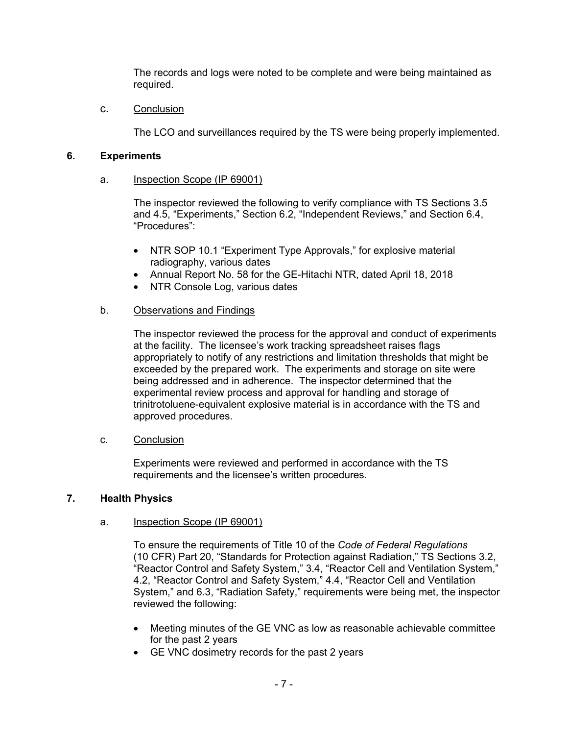The records and logs were noted to be complete and were being maintained as required.

c. Conclusion

The LCO and surveillances required by the TS were being properly implemented.

## 6. Experiments

a. Inspection Scope (IP 69001)

The inspector reviewed the following to verify compliance with TS Sections 3.5 and 4.5, "Experiments," Section 6.2, "Independent Reviews," and Section 6.4, "Procedures":

- NTR SOP 10.1 "Experiment Type Approvals," for explosive material radiography, various dates
- Annual Report No. 58 for the GE-Hitachi NTR, dated April 18, 2018
- NTR Console Log, various dates

b. Observations and Findings

The inspector reviewed the process for the approval and conduct of experiments at the facility. The licensee's work tracking spreadsheet raises flags appropriately to notify of any restrictions and limitation thresholds that might be exceeded by the prepared work. The experiments and storage on site were being addressed and in adherence. The inspector determined that the experimental review process and approval for handling and storage of trinitrotoluene-equivalent explosive material is in accordance with the TS and approved procedures.

c. Conclusion

Experiments were reviewed and performed in accordance with the TS requirements and the licensee's written procedures.

## 7. Health Physics

a. Inspection Scope (IP 69001)

To ensure the requirements of Title 10 of the *Code of Federal Regulations* (10 CFR) Part 20, "Standards for Protection against Radiation," TS Sections 3.2, "Reactor Control and Safety System," 3.4, "Reactor Cell and Ventilation System," 4.2, "Reactor Control and Safety System," 4.4, "Reactor Cell and Ventilation System," and 6.3, "Radiation Safety," requirements were being met, the inspector reviewed the following:

- Meeting minutes of the GE VNC as low as reasonable achievable committee for the past 2 years
- GE VNC dosimetry records for the past 2 years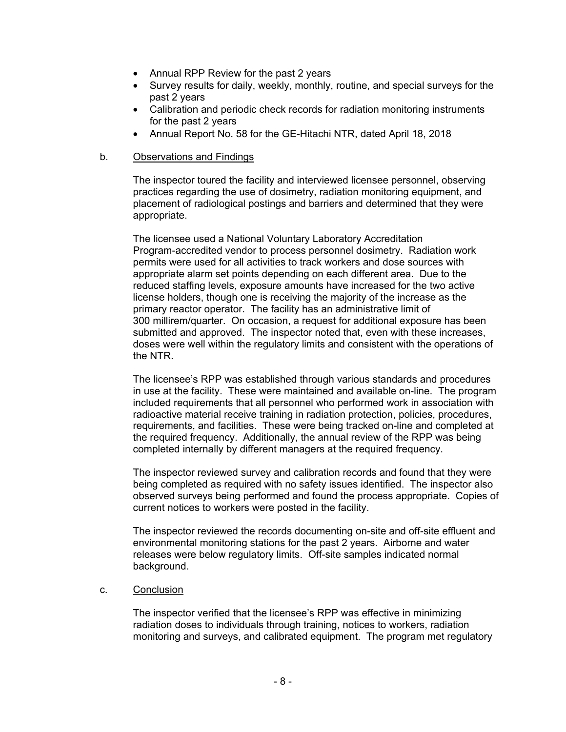- Annual RPP Review for the past 2 years
- Survey results for daily, weekly, monthly, routine, and special surveys for the past 2 years
- Calibration and periodic check records for radiation monitoring instruments for the past 2 years
- Annual Report No. 58 for the GE-Hitachi NTR, dated April 18, 2018

b. Observations and Findings

The inspector toured the facility and interviewed licensee personnel, observing practices regarding the use of dosimetry, radiation monitoring equipment, and placement of radiological postings and barriers and determined that they were appropriate.

The licensee used a National Voluntary Laboratory Accreditation Program-accredited vendor to process personnel dosimetry. Radiation work permits were used for all activities to track workers and dose sources with appropriate alarm set points depending on each different area. Due to the reduced staffing levels, exposure amounts have increased for the two active license holders, though one is receiving the majority of the increase as the primary reactor operator. The facility has an administrative limit of 300 millirem/quarter. On occasion, a request for additional exposure has been submitted and approved. The inspector noted that, even with these increases, doses were well within the regulatory limits and consistent with the operations of the NTR.

The licensee's RPP was established through various standards and procedures in use at the facility. These were maintained and available on-line. The program included requirements that all personnel who performed work in association with radioactive material receive training in radiation protection, policies, procedures, requirements, and facilities. These were being tracked on-line and completed at the required frequency. Additionally, the annual review of the RPP was being completed internally by different managers at the required frequency.

The inspector reviewed survey and calibration records and found that they were being completed as required with no safety issues identified. The inspector also observed surveys being performed and found the process appropriate. Copies of current notices to workers were posted in the facility.

The inspector reviewed the records documenting on-site and off-site effluent and environmental monitoring stations for the past 2 years. Airborne and water releases were below regulatory limits. Off-site samples indicated normal background.

c. Conclusion

The inspector verified that the licensee's RPP was effective in minimizing radiation doses to individuals through training, notices to workers, radiation monitoring and surveys, and calibrated equipment. The program met regulatory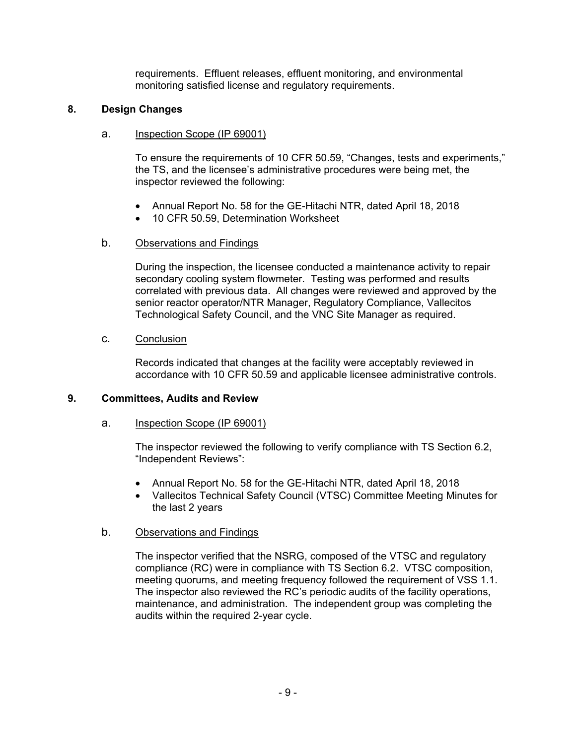requirements. Effluent releases, effluent monitoring, and environmental monitoring satisfied license and regulatory requirements.

## 8. Design Changes

### a. Inspection Scope (IP 69001)

To ensure the requirements of 10 CFR 50.59, "Changes, tests and experiments," the TS, and the licensee's administrative procedures were being met, the inspector reviewed the following:

- Annual Report No. 58 for the GE-Hitachi NTR, dated April 18, 2018
- 10 CFR 50.59, Determination Worksheet

### b. Observations and Findings

During the inspection, the licensee conducted a maintenance activity to repair secondary cooling system flowmeter. Testing was performed and results correlated with previous data. All changes were reviewed and approved by the senior reactor operator/NTR Manager, Regulatory Compliance, Vallecitos Technological Safety Council, and the VNC Site Manager as required.

### c. Conclusion

Records indicated that changes at the facility were acceptably reviewed in accordance with 10 CFR 50.59 and applicable licensee administrative controls.

## 9. Committees, Audits and Review

### a. Inspection Scope (IP 69001)

The inspector reviewed the following to verify compliance with TS Section 6.2, "Independent Reviews":

- Annual Report No. 58 for the GE-Hitachi NTR, dated April 18, 2018
- Vallecitos Technical Safety Council (VTSC) Committee Meeting Minutes for the last 2 years

### b. Observations and Findings

The inspector verified that the NSRG, composed of the VTSC and regulatory compliance (RC) were in compliance with TS Section 6.2. VTSC composition, meeting quorums, and meeting frequency followed the requirement of VSS 1.1. The inspector also reviewed the RC's periodic audits of the facility operations, maintenance, and administration. The independent group was completing the audits within the required 2-year cycle.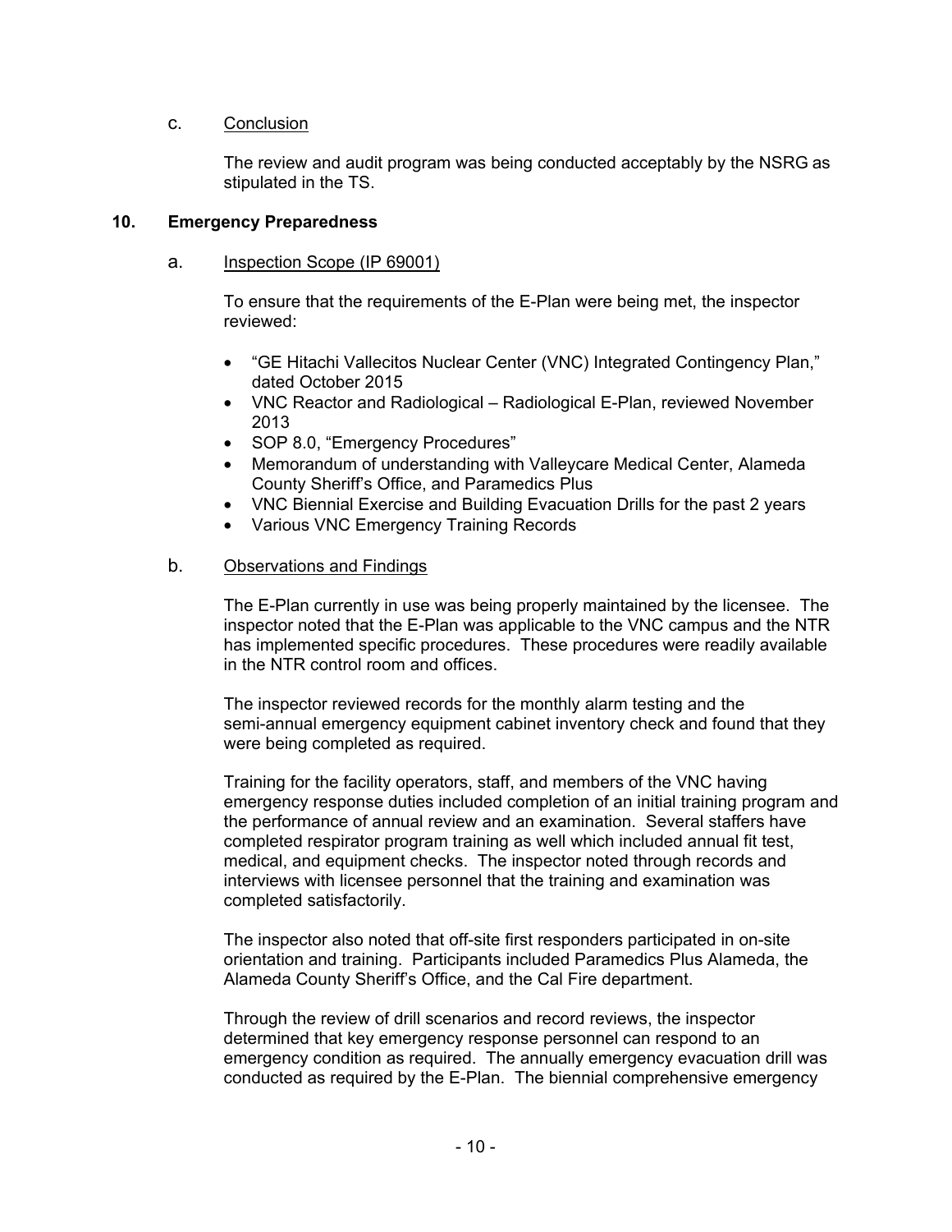c. Conclusion

The review and audit program was being conducted acceptably by the NSRG as stipulated in the TS.

## 10. Emergency Preparedness

a. Inspection Scope (IP 69001)

To ensure that the requirements of the E-Plan were being met, the inspector reviewed:

- "GE Hitachi Vallecitos Nuclear Center (VNC) Integrated Contingency Plan," dated October 2015
- VNC Reactor and Radiological – Radiological E-Plan, reviewed November 2013
- SOP 8.0, "Emergency Procedures"
- Memorandum of understanding with Valleycare Medical Center, Alameda County Sheriff's Office, and Paramedics Plus
- VNC Biennial Exercise and Building Evacuation Drills for the past 2 years
- Various VNC Emergency Training Records

b. Observations and Findings

The E-Plan currently in use was being properly maintained by the licensee. The inspector noted that the E-Plan was applicable to the VNC campus and the NTR has implemented specific procedures. These procedures were readily available in the NTR control room and offices.

The inspector reviewed records for the monthly alarm testing and the semi-annual emergency equipment cabinet inventory check and found that they were being completed as required.

Training for the facility operators, staff, and members of the VNC having emergency response duties included completion of an initial training program and the performance of annual review and an examination. Several staffers have completed respirator program training as well which included annual fit test, medical, and equipment checks. The inspector noted through records and interviews with licensee personnel that the training and examination was completed satisfactorily.

The inspector also noted that off-site first responders participated in on-site orientation and training. Participants included Paramedics Plus Alameda, the Alameda County Sheriff's Office, and the Cal Fire department.

Through the review of drill scenarios and record reviews, the inspector determined that key emergency response personnel can respond to an emergency condition as required. The annually emergency evacuation drill was conducted as required by the E-Plan. The biennial comprehensive emergency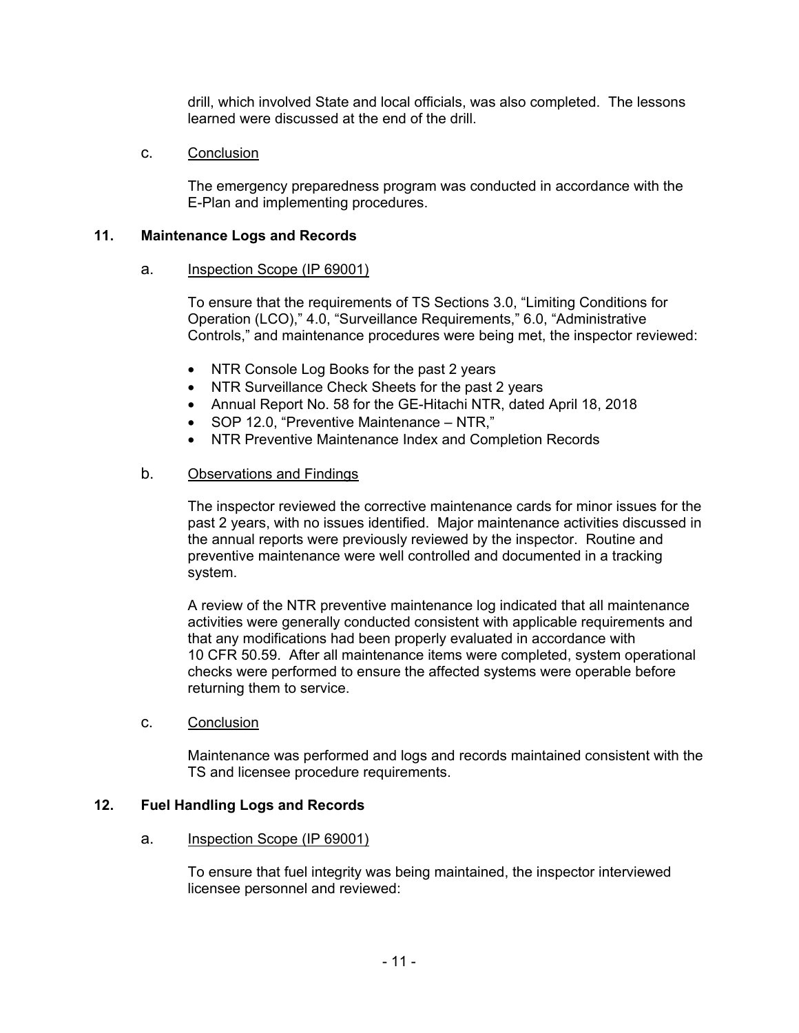drill, which involved State and local officials, was also completed. The lessons learned were discussed at the end of the drill.

c. Conclusion

The emergency preparedness program was conducted in accordance with the E-Plan and implementing procedures.

## 11. Maintenance Logs and Records

a. Inspection Scope (IP 69001)

To ensure that the requirements of TS Sections 3.0, "Limiting Conditions for Operation (LCO)," 4.0, "Surveillance Requirements," 6.0, "Administrative Controls," and maintenance procedures were being met, the inspector reviewed:

- NTR Console Log Books for the past 2 years
- NTR Surveillance Check Sheets for the past 2 years
- Annual Report No. 58 for the GE-Hitachi NTR, dated April 18, 2018
- SOP 12.0, "Preventive Maintenance – NTR,"
- NTR Preventive Maintenance Index and Completion Records

b. Observations and Findings

The inspector reviewed the corrective maintenance cards for minor issues for the past 2 years, with no issues identified. Major maintenance activities discussed in the annual reports were previously reviewed by the inspector. Routine and preventive maintenance were well controlled and documented in a tracking system.

A review of the NTR preventive maintenance log indicated that all maintenance activities were generally conducted consistent with applicable requirements and that any modifications had been properly evaluated in accordance with 10 CFR 50.59. After all maintenance items were completed, system operational checks were performed to ensure the affected systems were operable before returning them to service.

c. Conclusion

Maintenance was performed and logs and records maintained consistent with the TS and licensee procedure requirements.

## 12. Fuel Handling Logs and Records

a. Inspection Scope (IP 69001)

To ensure that fuel integrity was being maintained, the inspector interviewed licensee personnel and reviewed: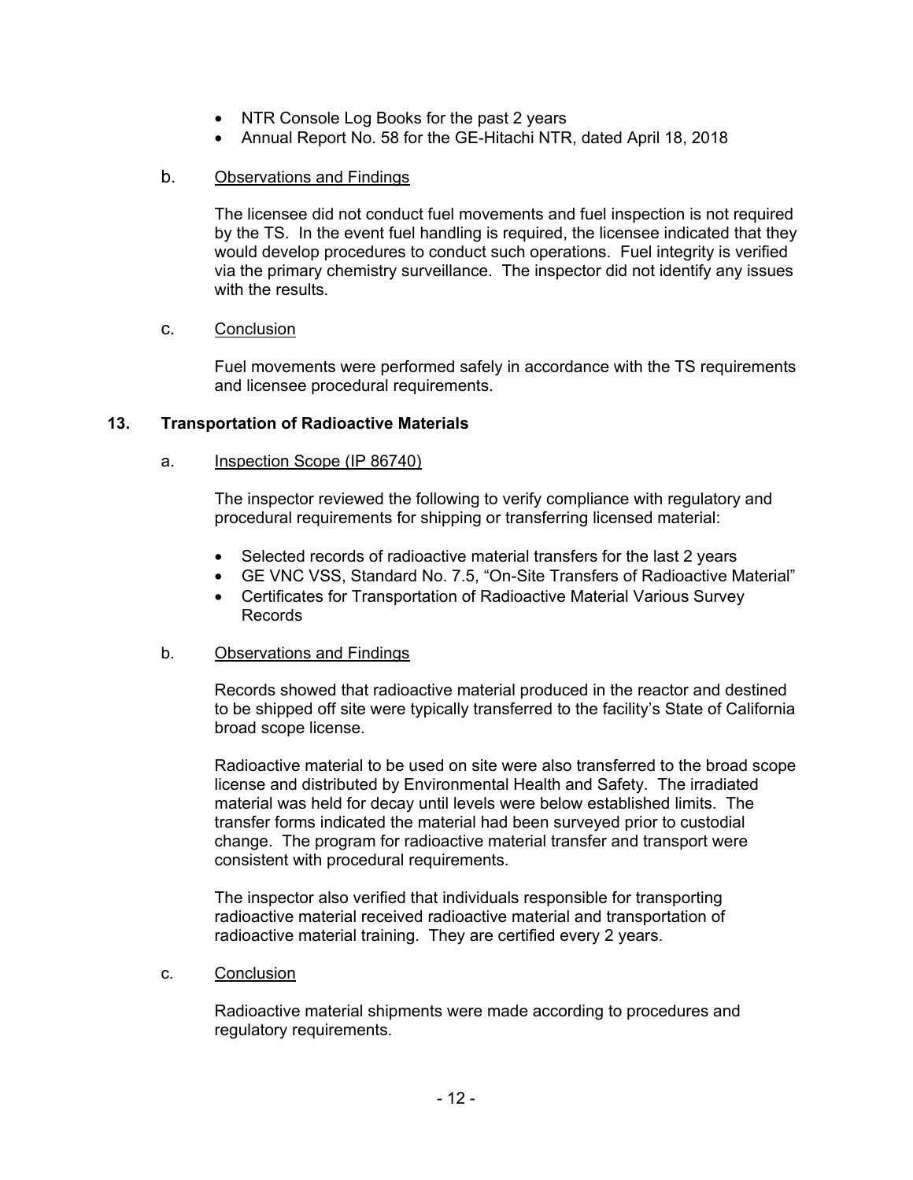- NTR Console Log Books for the past 2 years
- Annual Report No. 58 for the GE-Hitachi NTR, dated April 18, 2018

b. Observations and Findings

The licensee did not conduct fuel movements and fuel inspection is not required by the TS. In the event fuel handling is required, the licensee indicated that they would develop procedures to conduct such operations. Fuel integrity is verified via the primary chemistry surveillance. The inspector did not identify any issues with the results.

c. Conclusion

Fuel movements were performed safely in accordance with the TS requirements and licensee procedural requirements.

### 13. Transportation of Radioactive Materials

a. Inspection Scope (IP 86740)

The inspector reviewed the following to verify compliance with regulatory and procedural requirements for shipping or transferring licensed material:

- Selected records of radioactive material transfers for the last 2 years
- GE VNC VSS, Standard No. 7.5, "On-Site Transfers of Radioactive Material"
- Certificates for Transportation of Radioactive Material Various Survey Records

b. Observations and Findings

Records showed that radioactive material produced in the reactor and destined to be shipped off site were typically transferred to the facility's State of California broad scope license.

Radioactive material to be used on site were also transferred to the broad scope license and distributed by Environmental Health and Safety. The irradiated material was held for decay until levels were below established limits. The transfer forms indicated the material had been surveyed prior to custodial change. The program for radioactive material transfer and transport were consistent with procedural requirements.

The inspector also verified that individuals responsible for transporting radioactive material received radioactive material and transportation of radioactive material training. They are certified every 2 years.

c. Conclusion

Radioactive material shipments were made according to procedures and regulatory requirements.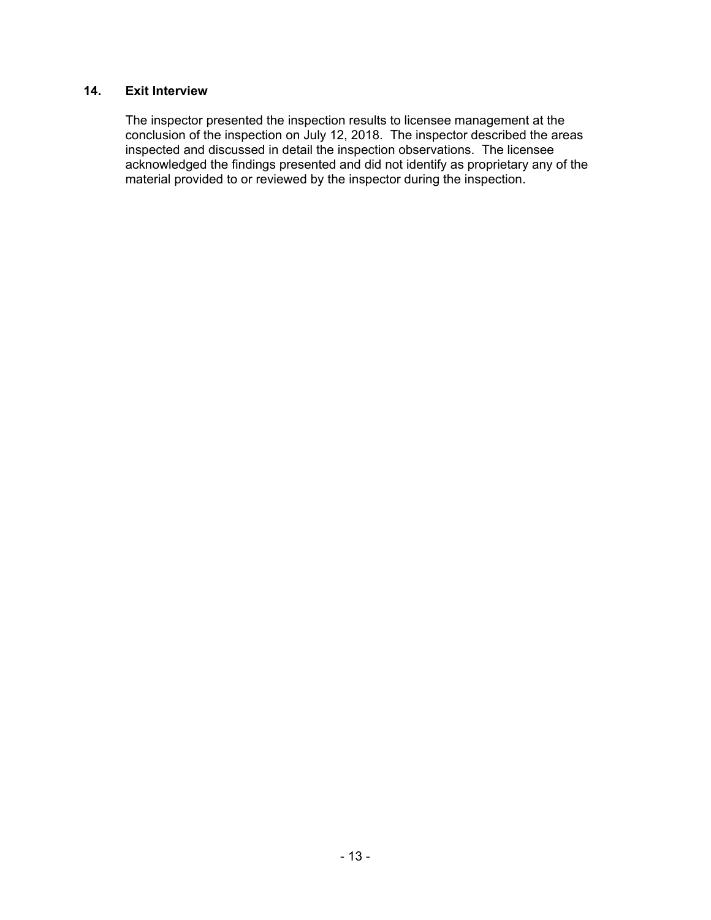## 14. Exit Interview

The inspector presented the inspection results to licensee management at the conclusion of the inspection on July 12, 2018. The inspector described the areas inspected and discussed in detail the inspection observations. The licensee acknowledged the findings presented and did not identify as proprietary any of the material provided to or reviewed by the inspector during the inspection.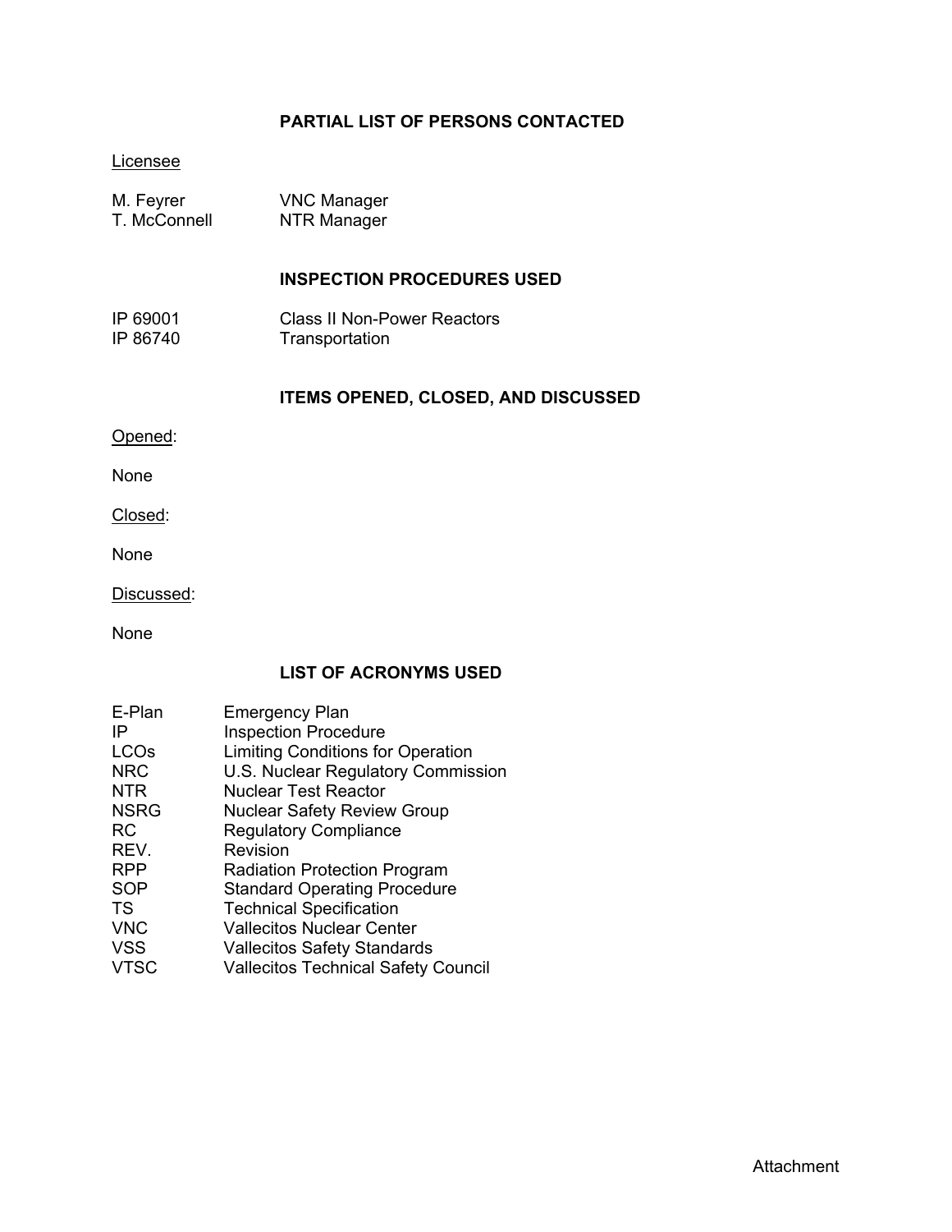## PARTIAL LIST OF PERSONS CONTACTED

Licensee

| | |
|---|---|
| M. Feyrer | VNC Manager |
| T. McConnell | NTR Manager |

## INSPECTION PROCEDURES USED

| | |
|---|---|
| IP 69001 | Class II Non-Power Reactors |
| IP 86740 | Transportation |

## ITEMS OPENED, CLOSED, AND DISCUSSED

Opened:

None

Closed:

None

Discussed:

None

## LIST OF ACRONYMS USED

| | |
|---|---|
| E-Plan | Emergency Plan |
| IP | Inspection Procedure |
| LCOs | Limiting Conditions for Operation |
| NRC | U.S. Nuclear Regulatory Commission |
| NTR | Nuclear Test Reactor |
| NSRG | Nuclear Safety Review Group |
| RC | Regulatory Compliance |
| REV. | Revision |
| RPP | Radiation Protection Program |
| SOP | Standard Operating Procedure |
| TS | Technical Specification |
| VNC | Vallecitos Nuclear Center |
| VSS | Vallecitos Safety Standards |
| VTSC | Vallecitos Technical Safety Council |

Attachment